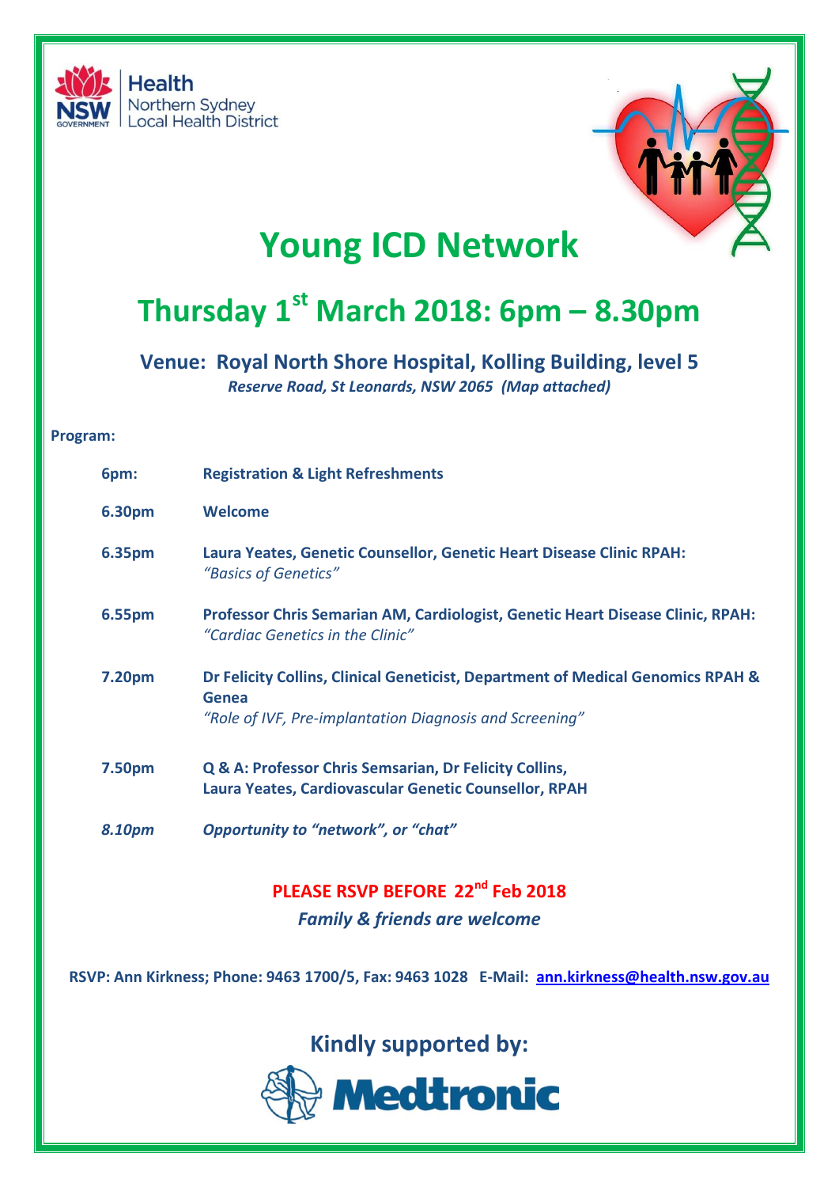Health
Northern Sydney
Local Health District

# Young ICD Network

## Thursday 1st March 2018: 6pm – 8.30pm

### Venue: Royal North Shore Hospital, Kolling Building, level 5

*Reserve Road, St Leonards, NSW 2065 (Map attached)*

**Program:**

| | |
|---|---|
| **6pm:** | **Registration & Light Refreshments** |
| **6.30pm** | **Welcome** |
| **6.35pm** | **Laura Yeates, Genetic Counsellor, Genetic Heart Disease Clinic RPAH:** *"Basics of Genetics"* |
| **6.55pm** | **Professor Chris Semarian AM, Cardiologist, Genetic Heart Disease Clinic, RPAH:** *"Cardiac Genetics in the Clinic"* |
| **7.20pm** | **Dr Felicity Collins, Clinical Geneticist, Department of Medical Genomics RPAH & Genea** *"Role of IVF, Pre-implantation Diagnosis and Screening"* |
| **7.50pm** | **Q & A: Professor Chris Semsarian, Dr Felicity Collins, Laura Yeates, Cardiovascular Genetic Counsellor, RPAH** |
| ***8.10pm*** | ***Opportunity to "network", or "chat"*** |

**PLEASE RSVP BEFORE 22nd Feb 2018**

***Family & friends are welcome***

**RSVP: Ann Kirkness; Phone: 9463 1700/5, Fax: 9463 1028 E-Mail: ann.kirkness@health.nsw.gov.au**

**Kindly supported by:**

Medtronic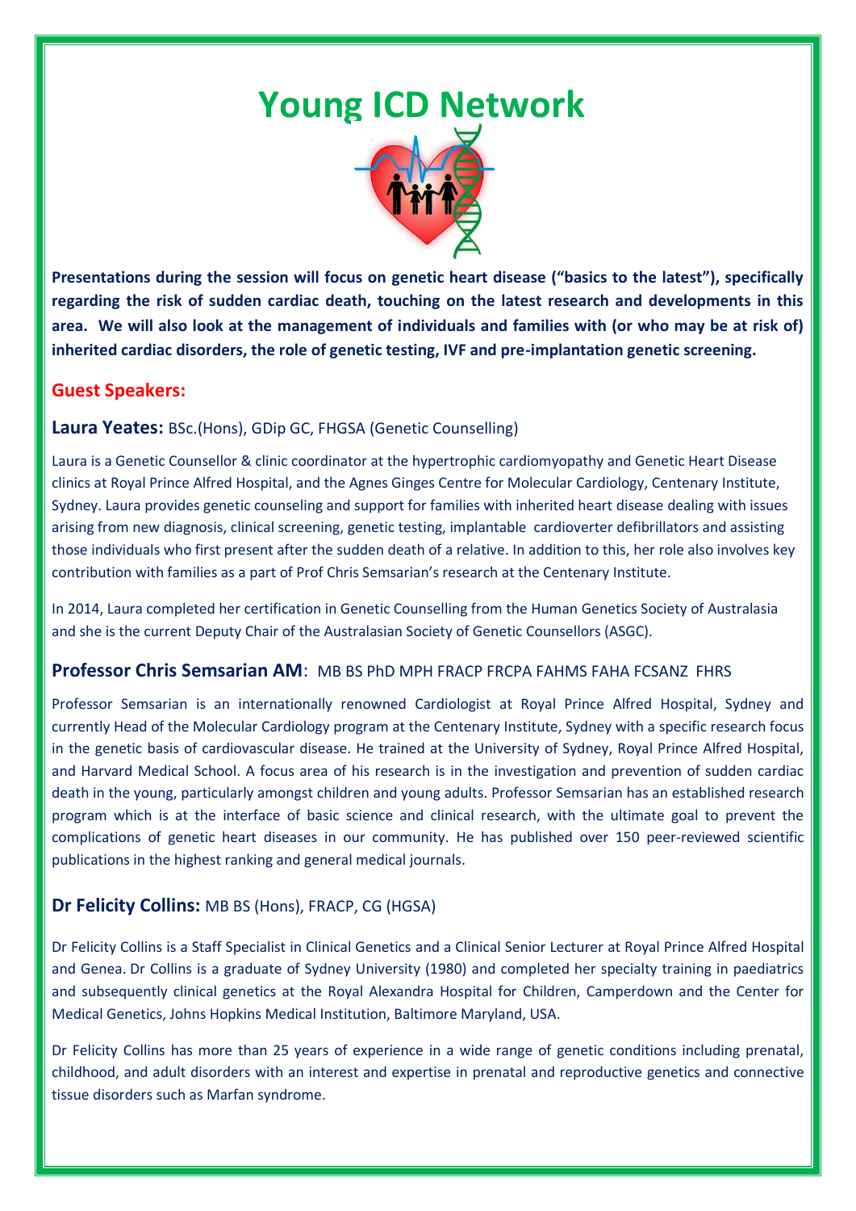# Young ICD Network

**Presentations during the session will focus on genetic heart disease ("basics to the latest"), specifically regarding the risk of sudden cardiac death, touching on the latest research and developments in this area. We will also look at the management of individuals and families with (or who may be at risk of) inherited cardiac disorders, the role of genetic testing, IVF and pre-implantation genetic screening.**

## Guest Speakers:

### Laura Yeates: BSc.(Hons), GDip GC, FHGSA (Genetic Counselling)

Laura is a Genetic Counsellor & clinic coordinator at the hypertrophic cardiomyopathy and Genetic Heart Disease clinics at Royal Prince Alfred Hospital, and the Agnes Ginges Centre for Molecular Cardiology, Centenary Institute, Sydney. Laura provides genetic counseling and support for families with inherited heart disease dealing with issues arising from new diagnosis, clinical screening, genetic testing, implantable cardioverter defibrillators and assisting those individuals who first present after the sudden death of a relative. In addition to this, her role also involves key contribution with families as a part of Prof Chris Semsarian's research at the Centenary Institute.

In 2014, Laura completed her certification in Genetic Counselling from the Human Genetics Society of Australasia and she is the current Deputy Chair of the Australasian Society of Genetic Counsellors (ASGC).

### Professor Chris Semsarian AM: MB BS PhD MPH FRACP FRCPA FAHMS FAHA FCSANZ FHRS

Professor Semsarian is an internationally renowned Cardiologist at Royal Prince Alfred Hospital, Sydney and currently Head of the Molecular Cardiology program at the Centenary Institute, Sydney with a specific research focus in the genetic basis of cardiovascular disease. He trained at the University of Sydney, Royal Prince Alfred Hospital, and Harvard Medical School. A focus area of his research is in the investigation and prevention of sudden cardiac death in the young, particularly amongst children and young adults. Professor Semsarian has an established research program which is at the interface of basic science and clinical research, with the ultimate goal to prevent the complications of genetic heart diseases in our community. He has published over 150 peer-reviewed scientific publications in the highest ranking and general medical journals.

### Dr Felicity Collins: MB BS (Hons), FRACP, CG (HGSA)

Dr Felicity Collins is a Staff Specialist in Clinical Genetics and a Clinical Senior Lecturer at Royal Prince Alfred Hospital and Genea. Dr Collins is a graduate of Sydney University (1980) and completed her specialty training in paediatrics and subsequently clinical genetics at the Royal Alexandra Hospital for Children, Camperdown and the Center for Medical Genetics, Johns Hopkins Medical Institution, Baltimore Maryland, USA.

Dr Felicity Collins has more than 25 years of experience in a wide range of genetic conditions including prenatal, childhood, and adult disorders with an interest and expertise in prenatal and reproductive genetics and connective tissue disorders such as Marfan syndrome.